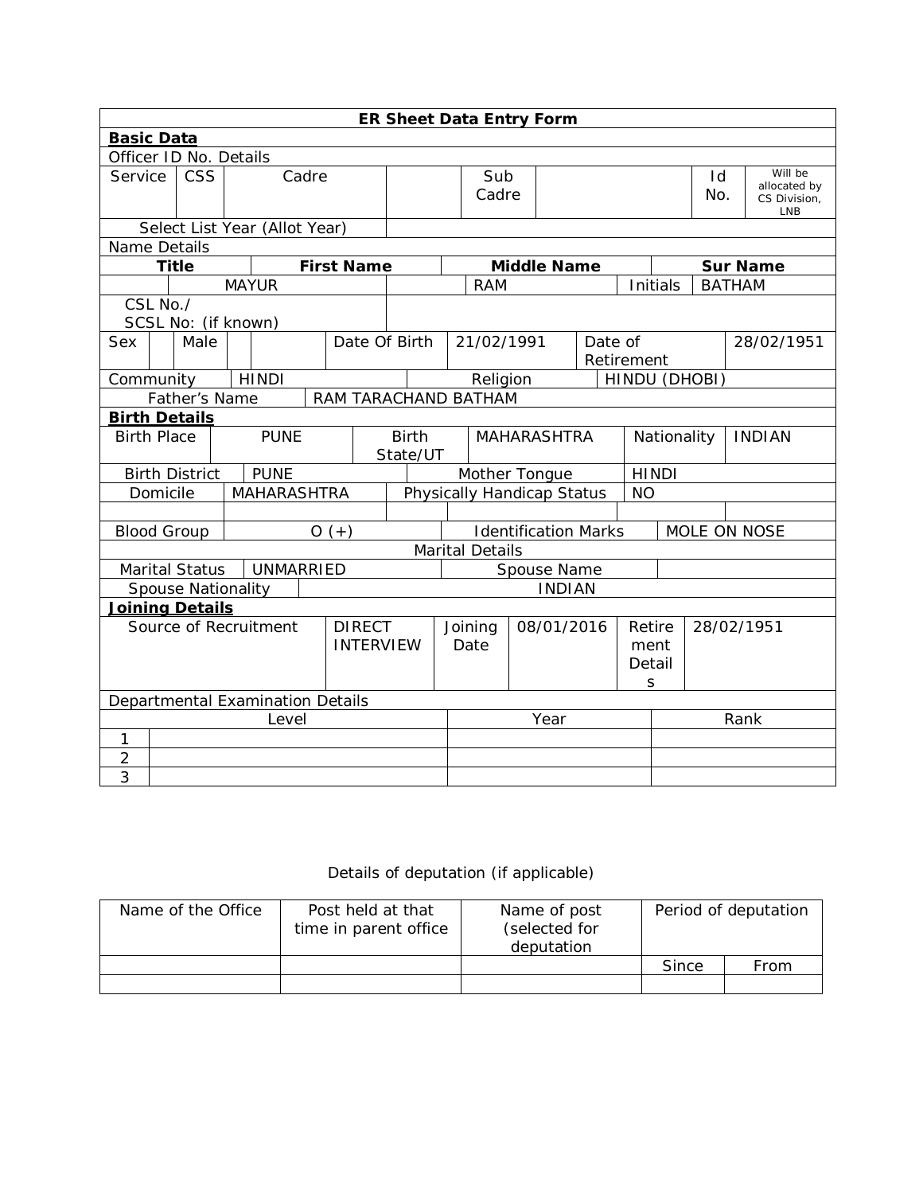## ER Sheet Data Entry Form

**Basic Data**

Officer ID No. Details

| Service | CSS | Cadre | | Sub Cadre | | Id No. | Will be allocated by CS Division, LNB |
|---|---|---|---|---|---|---|---|

| Select List Year (Allot Year) | |
|---|---|

Name Details

| Title | First Name | | Middle Name | | Sur Name |
|---|---|---|---|---|---|
| | MAYUR | | RAM | Initials | BATHAM |

| CSL No./ SCSL No: (if known) | |
|---|---|

| Sex | | Male | | | Date Of Birth | 21/02/1991 | Date of Retirement | 28/02/1951 |
|---|---|---|---|---|---|---|---|---|

| Community | HINDI | Religion | HINDU (DHOBI) |
|---|---|---|---|
| Father's Name | RAM TARACHAND BATHAM | | |

**Birth Details**

| Birth Place | PUNE | Birth State/UT | MAHARASHTRA | Nationality | INDIAN |
|---|---|---|---|---|---|
| Birth District | PUNE | Mother Tongue | HINDI | | |
| Domicile | MAHARASHTRA | Physically Handicap Status | NO | | |
| | | | | | |
| Blood Group | O (+) | Identification Marks | MOLE ON NOSE | | |

Marital Details

| Marital Status | UNMARRIED | Spouse Name | |
|---|---|---|---|
| Spouse Nationality | INDIAN | | |

**Joining Details**

| Source of Recruitment | DIRECT INTERVIEW | Joining Date | 08/01/2016 | Retirement Details | 28/02/1951 |
|---|---|---|---|---|---|

Departmental Examination Details

| | Level | Year | Rank |
|---|---|---|---|
| 1 | | | |
| 2 | | | |
| 3 | | | |

Details of deputation (if applicable)

| Name of the Office | Post held at that time in parent office | Name of post (selected for deputation | Period of deputation | |
|---|---|---|---|---|
| | | | Since | From |
| | | | | |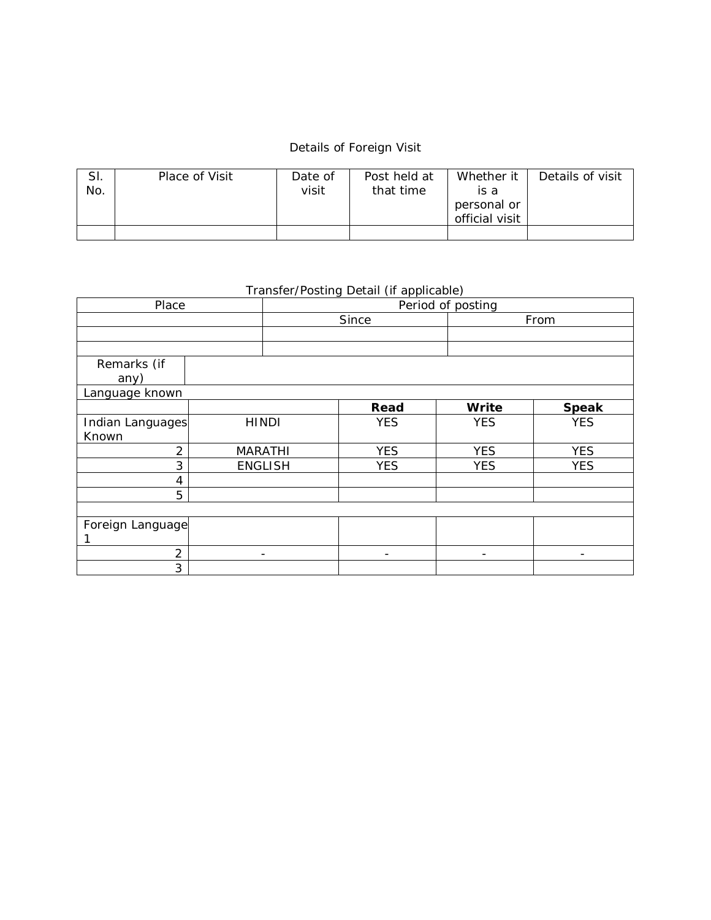Details of Foreign Visit

| Sl. No. | Place of Visit | Date of visit | Post held at that time | Whether it is a personal or official visit | Details of visit |
|---|---|---|---|---|---|
| | | | | | |

Transfer/Posting Detail (if applicable)

| Place | Period of posting | |
|---|---|---|
| | Since | From |
| | | |
| | | |

| Remarks (if any) | |
|---|---|

Language known

| | | Read | Write | Speak |
|---|---|---|---|---|
| Indian Languages Known | HINDI | YES | YES | YES |
| 2 | MARATHI | YES | YES | YES |
| 3 | ENGLISH | YES | YES | YES |
| 4 | | | | |
| 5 | | | | |
| | | | | |
| Foreign Language 1 | | | | |
| 2 | - | - | - | - |
| 3 | | | | |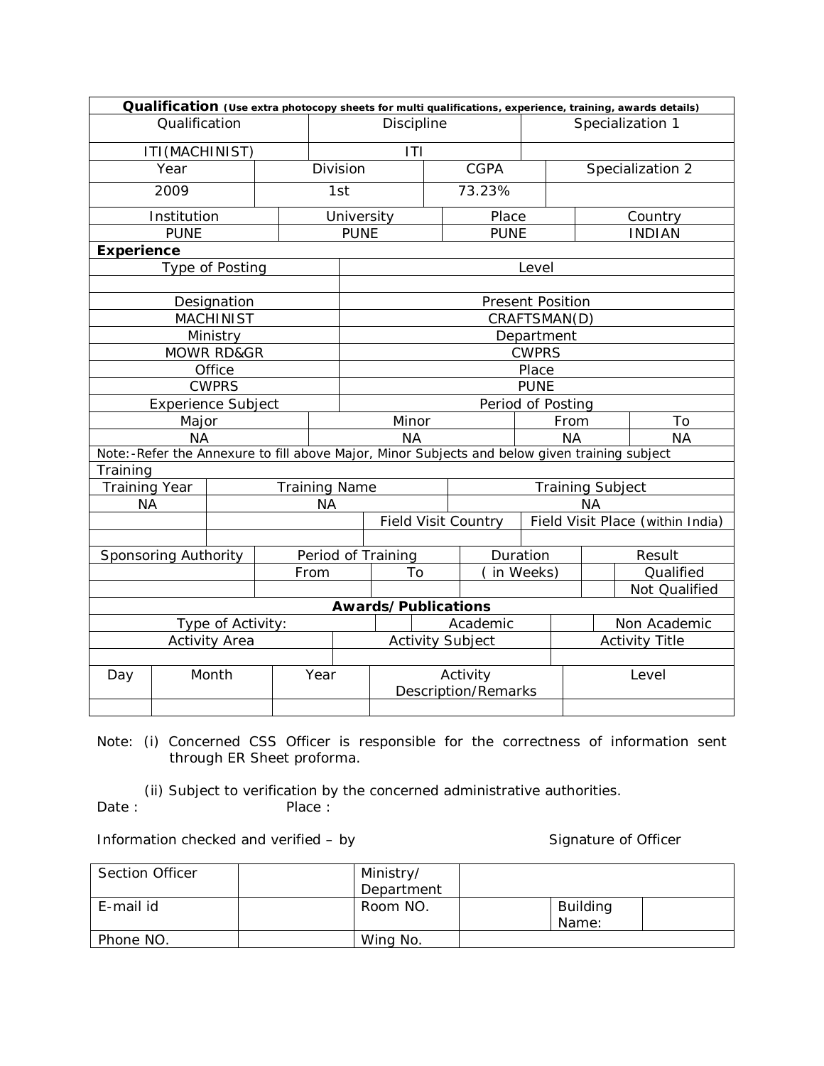**Qualification** (Use extra photocopy sheets for multi qualifications, experience, training, awards details)

| Qualification | Discipline | Specialization 1 |
|---|---|---|
| ITI(MACHINIST) | ITI | |

| Year | Division | CGPA | Specialization 2 |
|---|---|---|---|
| 2009 | 1st | 73.23% | |

| Institution | University | Place | Country |
|---|---|---|---|
| PUNE | PUNE | PUNE | INDIAN |

**Experience**

| Type of Posting | Level |
|---|---|
| | |
| Designation | Present Position |
| MACHINIST | CRAFTSMAN(D) |
| Ministry | Department |
| MOWR RD&GR | CWPRS |
| Office | Place |
| CWPRS | PUNE |
| Experience Subject | Period of Posting |

| Major | Minor | From | To |
|---|---|---|---|
| NA | NA | NA | NA |

Note:-Refer the Annexure to fill above Major, Minor Subjects and below given training subject

Training

| Training Year | Training Name | | Training Subject |
|---|---|---|---|
| NA | NA | | NA |
| | | Field Visit Country | Field Visit Place (within India) |
| | | | |

| Sponsoring Authority | Period of Training | | Duration | | Result |
|---|---|---|---|---|---|
| | From | To | ( in Weeks) | | Qualified |
| | | | | | Not Qualified |

**Awards/Publications**

| Type of Activity: | | Academic | | Non Academic |
|---|---|---|---|---|
| Activity Area | Activity Subject | | Activity Title | |
| | | | | |

| Day | Month | Year | Activity Description/Remarks | Level |
|---|---|---|---|---|
| | | | | |

Note: (i) Concerned CSS Officer is responsible for the correctness of information sent through ER Sheet proforma.

(ii) Subject to verification by the concerned administrative authorities.

Date : Place :

Information checked and verified – by Signature of Officer

| Section Officer | | Ministry/ Department | | | |
|---|---|---|---|---|---|
| E-mail id | | Room NO. | | Building Name: | |
| Phone NO. | | Wing No. | | | |